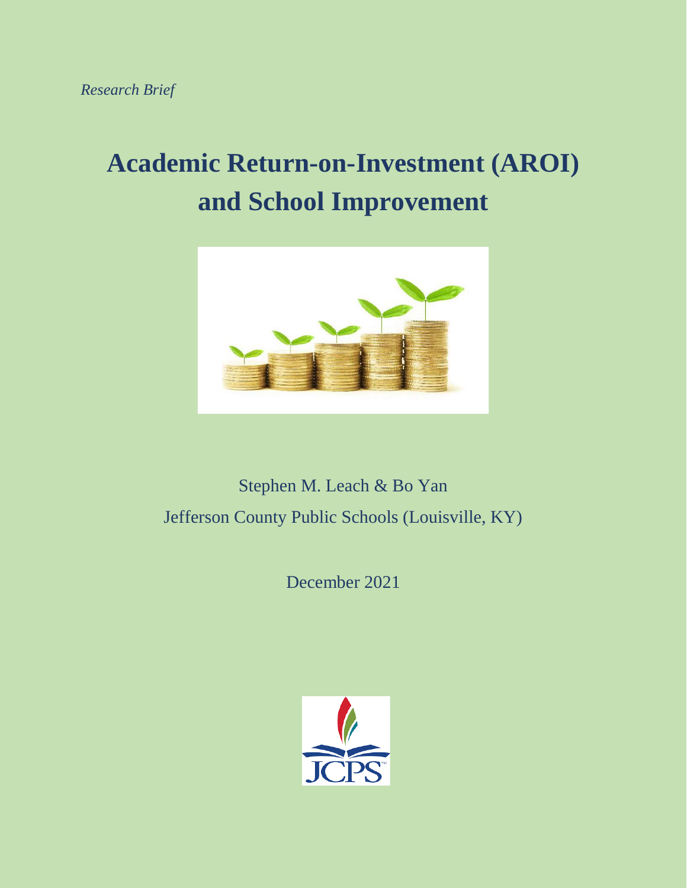*Research Brief*

# Academic Return-on-Investment (AROI) and School Improvement

Stephen M. Leach & Bo Yan

Jefferson County Public Schools (Louisville, KY)

December 2021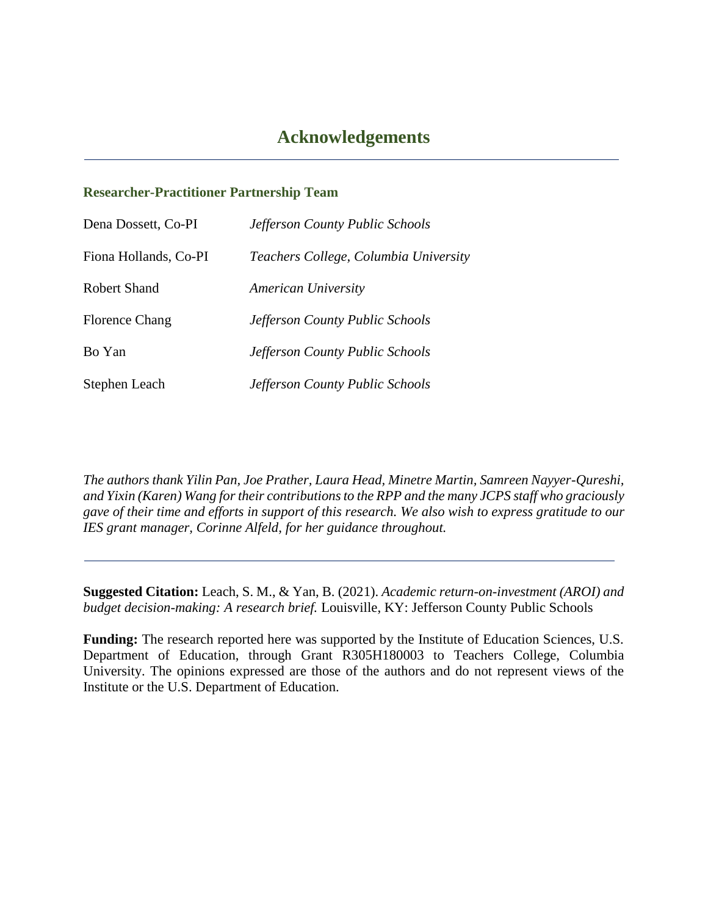# Acknowledgements

## Researcher-Practitioner Partnership Team

| | |
|---|---|
| Dena Dossett, Co-PI | *Jefferson County Public Schools* |
| Fiona Hollands, Co-PI | *Teachers College, Columbia University* |
| Robert Shand | *American University* |
| Florence Chang | *Jefferson County Public Schools* |
| Bo Yan | *Jefferson County Public Schools* |
| Stephen Leach | *Jefferson County Public Schools* |

*The authors thank Yilin Pan, Joe Prather, Laura Head, Minetre Martin, Samreen Nayyer-Qureshi, and Yixin (Karen) Wang for their contributions to the RPP and the many JCPS staff who graciously gave of their time and efforts in support of this research. We also wish to express gratitude to our IES grant manager, Corinne Alfeld, for her guidance throughout.*

---

**Suggested Citation:** Leach, S. M., & Yan, B. (2021). *Academic return-on-investment (AROI) and budget decision-making: A research brief.* Louisville, KY: Jefferson County Public Schools

**Funding:** The research reported here was supported by the Institute of Education Sciences, U.S. Department of Education, through Grant R305H180003 to Teachers College, Columbia University. The opinions expressed are those of the authors and do not represent views of the Institute or the U.S. Department of Education.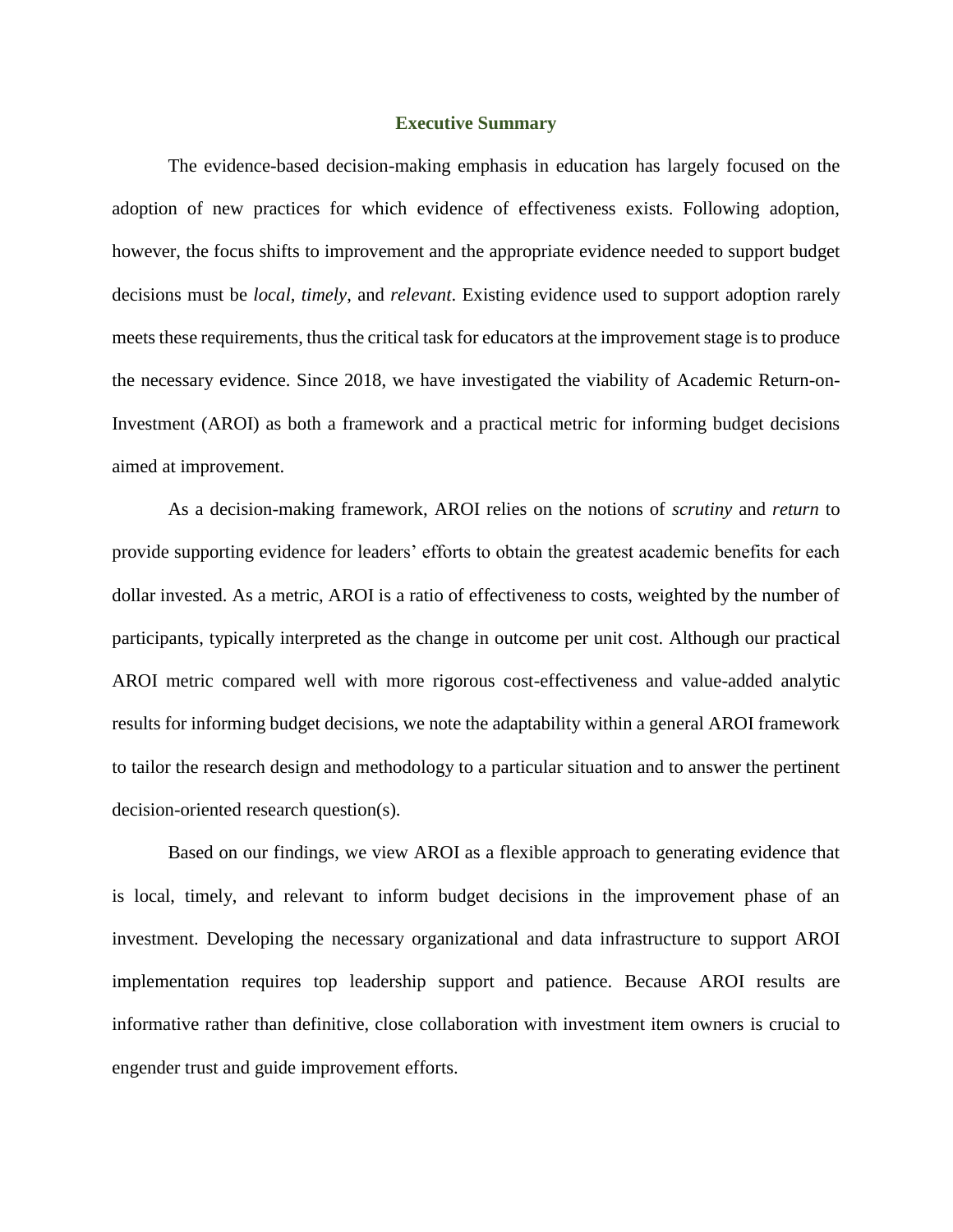## Executive Summary

The evidence-based decision-making emphasis in education has largely focused on the adoption of new practices for which evidence of effectiveness exists. Following adoption, however, the focus shifts to improvement and the appropriate evidence needed to support budget decisions must be *local*, *timely*, and *relevant*. Existing evidence used to support adoption rarely meets these requirements, thus the critical task for educators at the improvement stage is to produce the necessary evidence. Since 2018, we have investigated the viability of Academic Return-on-Investment (AROI) as both a framework and a practical metric for informing budget decisions aimed at improvement.

As a decision-making framework, AROI relies on the notions of *scrutiny* and *return* to provide supporting evidence for leaders' efforts to obtain the greatest academic benefits for each dollar invested. As a metric, AROI is a ratio of effectiveness to costs, weighted by the number of participants, typically interpreted as the change in outcome per unit cost. Although our practical AROI metric compared well with more rigorous cost-effectiveness and value-added analytic results for informing budget decisions, we note the adaptability within a general AROI framework to tailor the research design and methodology to a particular situation and to answer the pertinent decision-oriented research question(s).

Based on our findings, we view AROI as a flexible approach to generating evidence that is local, timely, and relevant to inform budget decisions in the improvement phase of an investment. Developing the necessary organizational and data infrastructure to support AROI implementation requires top leadership support and patience. Because AROI results are informative rather than definitive, close collaboration with investment item owners is crucial to engender trust and guide improvement efforts.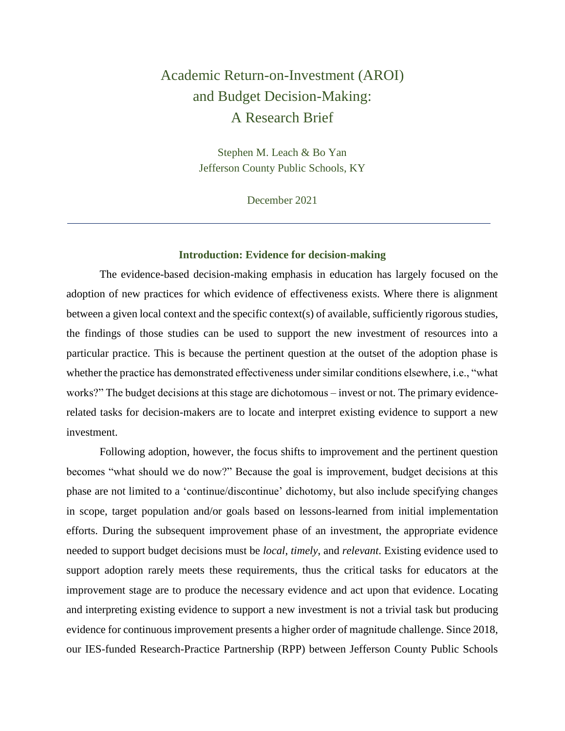# Academic Return-on-Investment (AROI) and Budget Decision-Making: A Research Brief

Stephen M. Leach & Bo Yan
Jefferson County Public Schools, KY

December 2021

---

### Introduction: Evidence for decision-making

The evidence-based decision-making emphasis in education has largely focused on the adoption of new practices for which evidence of effectiveness exists. Where there is alignment between a given local context and the specific context(s) of available, sufficiently rigorous studies, the findings of those studies can be used to support the new investment of resources into a particular practice. This is because the pertinent question at the outset of the adoption phase is whether the practice has demonstrated effectiveness under similar conditions elsewhere, i.e., "what works?" The budget decisions at this stage are dichotomous – invest or not. The primary evidence-related tasks for decision-makers are to locate and interpret existing evidence to support a new investment.

Following adoption, however, the focus shifts to improvement and the pertinent question becomes "what should we do now?" Because the goal is improvement, budget decisions at this phase are not limited to a 'continue/discontinue' dichotomy, but also include specifying changes in scope, target population and/or goals based on lessons-learned from initial implementation efforts. During the subsequent improvement phase of an investment, the appropriate evidence needed to support budget decisions must be *local*, *timely*, and *relevant*. Existing evidence used to support adoption rarely meets these requirements, thus the critical tasks for educators at the improvement stage are to produce the necessary evidence and act upon that evidence. Locating and interpreting existing evidence to support a new investment is not a trivial task but producing evidence for continuous improvement presents a higher order of magnitude challenge. Since 2018, our IES-funded Research-Practice Partnership (RPP) between Jefferson County Public Schools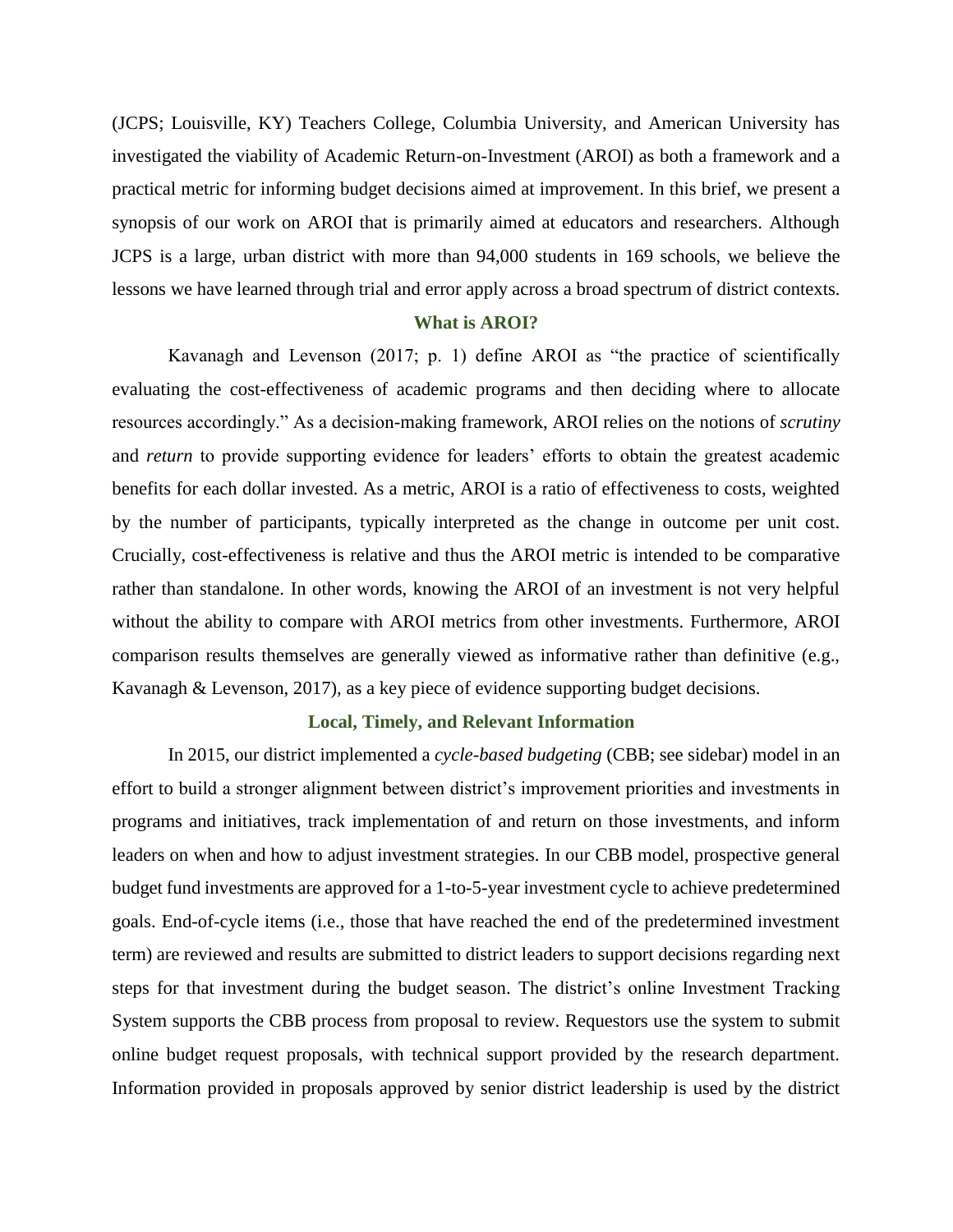(JCPS; Louisville, KY) Teachers College, Columbia University, and American University has investigated the viability of Academic Return-on-Investment (AROI) as both a framework and a practical metric for informing budget decisions aimed at improvement. In this brief, we present a synopsis of our work on AROI that is primarily aimed at educators and researchers. Although JCPS is a large, urban district with more than 94,000 students in 169 schools, we believe the lessons we have learned through trial and error apply across a broad spectrum of district contexts.

## What is AROI?

Kavanagh and Levenson (2017; p. 1) define AROI as "the practice of scientifically evaluating the cost-effectiveness of academic programs and then deciding where to allocate resources accordingly." As a decision-making framework, AROI relies on the notions of *scrutiny* and *return* to provide supporting evidence for leaders' efforts to obtain the greatest academic benefits for each dollar invested. As a metric, AROI is a ratio of effectiveness to costs, weighted by the number of participants, typically interpreted as the change in outcome per unit cost. Crucially, cost-effectiveness is relative and thus the AROI metric is intended to be comparative rather than standalone. In other words, knowing the AROI of an investment is not very helpful without the ability to compare with AROI metrics from other investments. Furthermore, AROI comparison results themselves are generally viewed as informative rather than definitive (e.g., Kavanagh & Levenson, 2017), as a key piece of evidence supporting budget decisions.

## Local, Timely, and Relevant Information

In 2015, our district implemented a *cycle-based budgeting* (CBB; see sidebar) model in an effort to build a stronger alignment between district's improvement priorities and investments in programs and initiatives, track implementation of and return on those investments, and inform leaders on when and how to adjust investment strategies. In our CBB model, prospective general budget fund investments are approved for a 1-to-5-year investment cycle to achieve predetermined goals. End-of-cycle items (i.e., those that have reached the end of the predetermined investment term) are reviewed and results are submitted to district leaders to support decisions regarding next steps for that investment during the budget season. The district's online Investment Tracking System supports the CBB process from proposal to review. Requestors use the system to submit online budget request proposals, with technical support provided by the research department. Information provided in proposals approved by senior district leadership is used by the district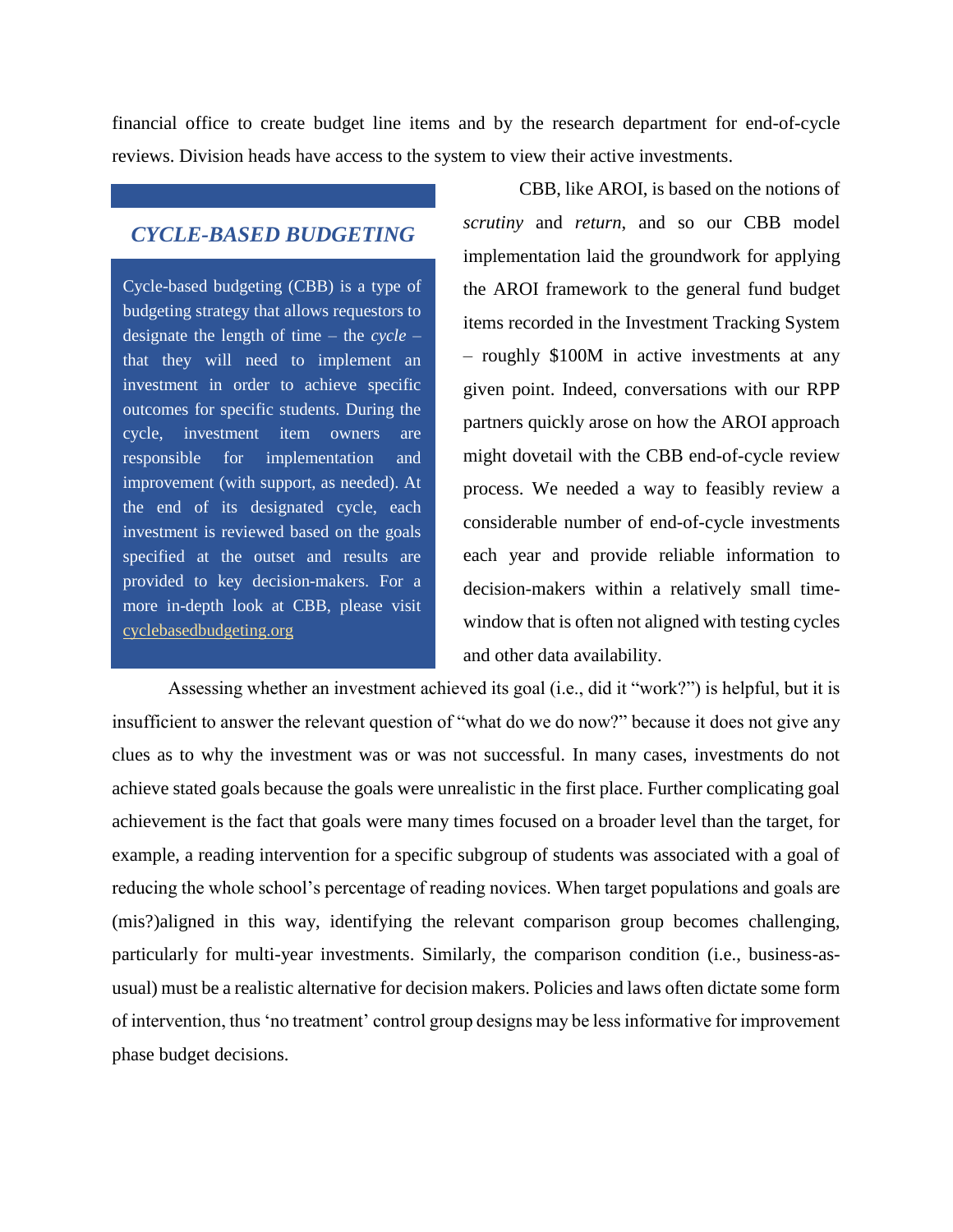financial office to create budget line items and by the research department for end-of-cycle reviews. Division heads have access to the system to view their active investments.

> ### *CYCLE-BASED BUDGETING*
>
> Cycle-based budgeting (CBB) is a type of budgeting strategy that allows requestors to designate the length of time – the *cycle* – that they will need to implement an investment in order to achieve specific outcomes for specific students. During the cycle, investment item owners are responsible for implementation and improvement (with support, as needed). At the end of its designated cycle, each investment is reviewed based on the goals specified at the outset and results are provided to key decision-makers. For a more in-depth look at CBB, please visit [cyclebasedbudgeting.org](cyclebasedbudgeting.org)

CBB, like AROI, is based on the notions of *scrutiny* and *return*, and so our CBB model implementation laid the groundwork for applying the AROI framework to the general fund budget items recorded in the Investment Tracking System – roughly \$100M in active investments at any given point. Indeed, conversations with our RPP partners quickly arose on how the AROI approach might dovetail with the CBB end-of-cycle review process. We needed a way to feasibly review a considerable number of end-of-cycle investments each year and provide reliable information to decision-makers within a relatively small time-window that is often not aligned with testing cycles and other data availability.

Assessing whether an investment achieved its goal (i.e., did it "work?") is helpful, but it is insufficient to answer the relevant question of "what do we do now?" because it does not give any clues as to why the investment was or was not successful. In many cases, investments do not achieve stated goals because the goals were unrealistic in the first place. Further complicating goal achievement is the fact that goals were many times focused on a broader level than the target, for example, a reading intervention for a specific subgroup of students was associated with a goal of reducing the whole school's percentage of reading novices. When target populations and goals are (mis?)aligned in this way, identifying the relevant comparison group becomes challenging, particularly for multi-year investments. Similarly, the comparison condition (i.e., business-as-usual) must be a realistic alternative for decision makers. Policies and laws often dictate some form of intervention, thus 'no treatment' control group designs may be less informative for improvement phase budget decisions.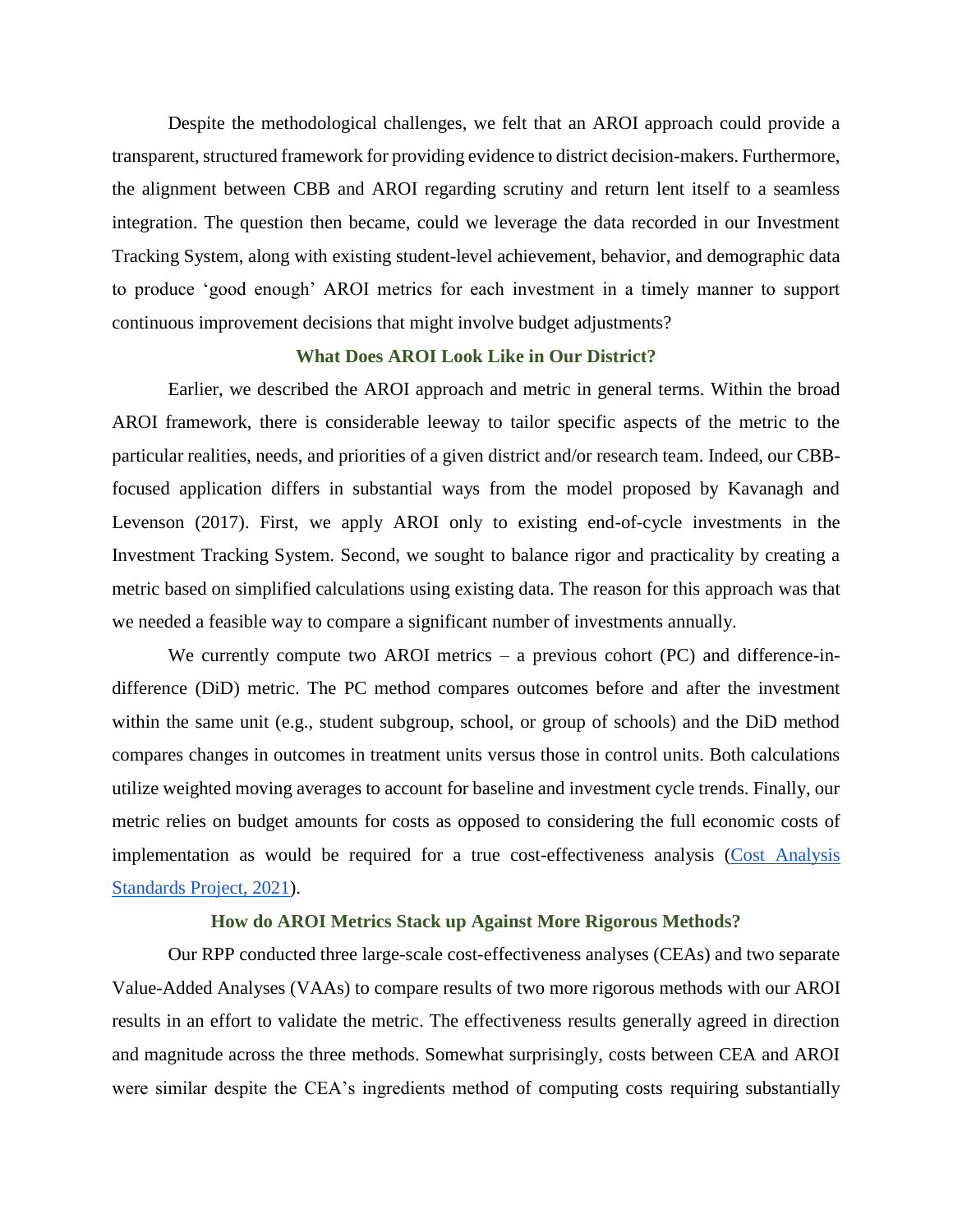Despite the methodological challenges, we felt that an AROI approach could provide a transparent, structured framework for providing evidence to district decision-makers. Furthermore, the alignment between CBB and AROI regarding scrutiny and return lent itself to a seamless integration. The question then became, could we leverage the data recorded in our Investment Tracking System, along with existing student-level achievement, behavior, and demographic data to produce 'good enough' AROI metrics for each investment in a timely manner to support continuous improvement decisions that might involve budget adjustments?

## What Does AROI Look Like in Our District?

Earlier, we described the AROI approach and metric in general terms. Within the broad AROI framework, there is considerable leeway to tailor specific aspects of the metric to the particular realities, needs, and priorities of a given district and/or research team. Indeed, our CBB-focused application differs in substantial ways from the model proposed by Kavanagh and Levenson (2017). First, we apply AROI only to existing end-of-cycle investments in the Investment Tracking System. Second, we sought to balance rigor and practicality by creating a metric based on simplified calculations using existing data. The reason for this approach was that we needed a feasible way to compare a significant number of investments annually.

We currently compute two AROI metrics – a previous cohort (PC) and difference-in-difference (DiD) metric. The PC method compares outcomes before and after the investment within the same unit (e.g., student subgroup, school, or group of schools) and the DiD method compares changes in outcomes in treatment units versus those in control units. Both calculations utilize weighted moving averages to account for baseline and investment cycle trends. Finally, our metric relies on budget amounts for costs as opposed to considering the full economic costs of implementation as would be required for a true cost-effectiveness analysis (Cost Analysis Standards Project, 2021).

## How do AROI Metrics Stack up Against More Rigorous Methods?

Our RPP conducted three large-scale cost-effectiveness analyses (CEAs) and two separate Value-Added Analyses (VAAs) to compare results of two more rigorous methods with our AROI results in an effort to validate the metric. The effectiveness results generally agreed in direction and magnitude across the three methods. Somewhat surprisingly, costs between CEA and AROI were similar despite the CEA's ingredients method of computing costs requiring substantially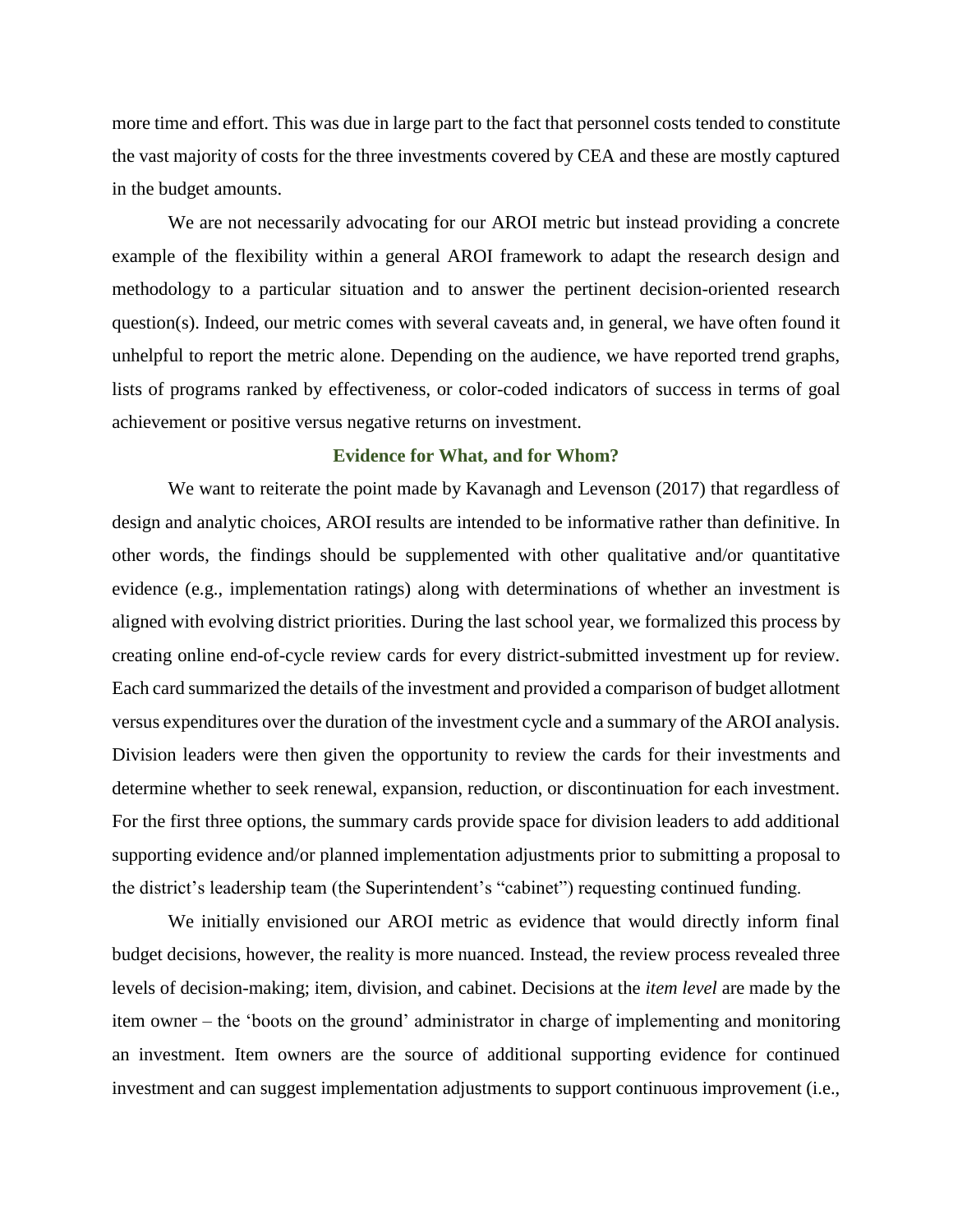more time and effort. This was due in large part to the fact that personnel costs tended to constitute the vast majority of costs for the three investments covered by CEA and these are mostly captured in the budget amounts.

We are not necessarily advocating for our AROI metric but instead providing a concrete example of the flexibility within a general AROI framework to adapt the research design and methodology to a particular situation and to answer the pertinent decision-oriented research question(s). Indeed, our metric comes with several caveats and, in general, we have often found it unhelpful to report the metric alone. Depending on the audience, we have reported trend graphs, lists of programs ranked by effectiveness, or color-coded indicators of success in terms of goal achievement or positive versus negative returns on investment.

## Evidence for What, and for Whom?

We want to reiterate the point made by Kavanagh and Levenson (2017) that regardless of design and analytic choices, AROI results are intended to be informative rather than definitive. In other words, the findings should be supplemented with other qualitative and/or quantitative evidence (e.g., implementation ratings) along with determinations of whether an investment is aligned with evolving district priorities. During the last school year, we formalized this process by creating online end-of-cycle review cards for every district-submitted investment up for review. Each card summarized the details of the investment and provided a comparison of budget allotment versus expenditures over the duration of the investment cycle and a summary of the AROI analysis. Division leaders were then given the opportunity to review the cards for their investments and determine whether to seek renewal, expansion, reduction, or discontinuation for each investment. For the first three options, the summary cards provide space for division leaders to add additional supporting evidence and/or planned implementation adjustments prior to submitting a proposal to the district's leadership team (the Superintendent's "cabinet") requesting continued funding.

We initially envisioned our AROI metric as evidence that would directly inform final budget decisions, however, the reality is more nuanced. Instead, the review process revealed three levels of decision-making; item, division, and cabinet. Decisions at the *item level* are made by the item owner – the 'boots on the ground' administrator in charge of implementing and monitoring an investment. Item owners are the source of additional supporting evidence for continued investment and can suggest implementation adjustments to support continuous improvement (i.e.,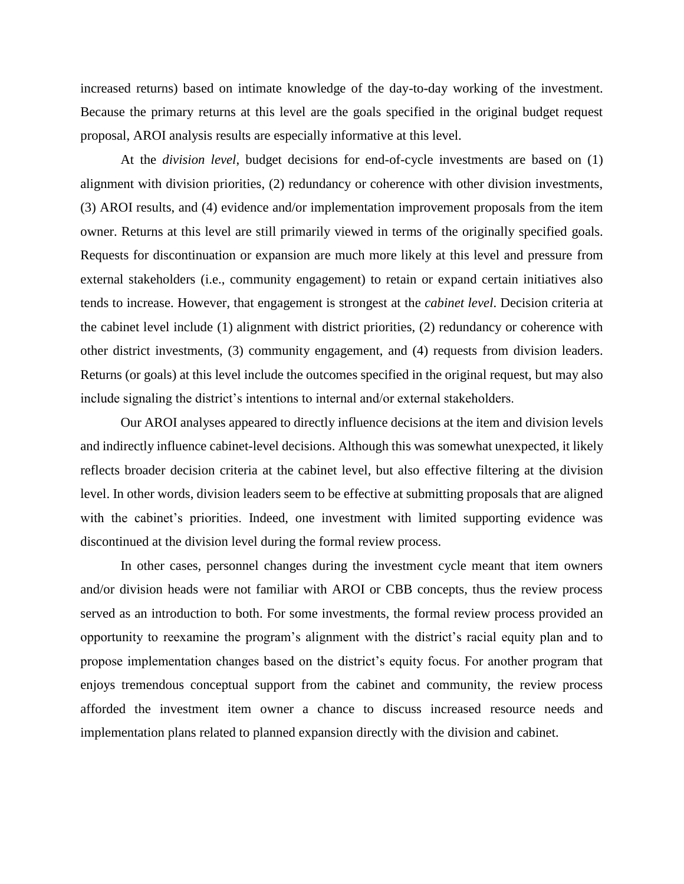increased returns) based on intimate knowledge of the day-to-day working of the investment. Because the primary returns at this level are the goals specified in the original budget request proposal, AROI analysis results are especially informative at this level.

At the *division level*, budget decisions for end-of-cycle investments are based on (1) alignment with division priorities, (2) redundancy or coherence with other division investments, (3) AROI results, and (4) evidence and/or implementation improvement proposals from the item owner. Returns at this level are still primarily viewed in terms of the originally specified goals. Requests for discontinuation or expansion are much more likely at this level and pressure from external stakeholders (i.e., community engagement) to retain or expand certain initiatives also tends to increase. However, that engagement is strongest at the *cabinet level*. Decision criteria at the cabinet level include (1) alignment with district priorities, (2) redundancy or coherence with other district investments, (3) community engagement, and (4) requests from division leaders. Returns (or goals) at this level include the outcomes specified in the original request, but may also include signaling the district's intentions to internal and/or external stakeholders.

Our AROI analyses appeared to directly influence decisions at the item and division levels and indirectly influence cabinet-level decisions. Although this was somewhat unexpected, it likely reflects broader decision criteria at the cabinet level, but also effective filtering at the division level. In other words, division leaders seem to be effective at submitting proposals that are aligned with the cabinet's priorities. Indeed, one investment with limited supporting evidence was discontinued at the division level during the formal review process.

In other cases, personnel changes during the investment cycle meant that item owners and/or division heads were not familiar with AROI or CBB concepts, thus the review process served as an introduction to both. For some investments, the formal review process provided an opportunity to reexamine the program's alignment with the district's racial equity plan and to propose implementation changes based on the district's equity focus. For another program that enjoys tremendous conceptual support from the cabinet and community, the review process afforded the investment item owner a chance to discuss increased resource needs and implementation plans related to planned expansion directly with the division and cabinet.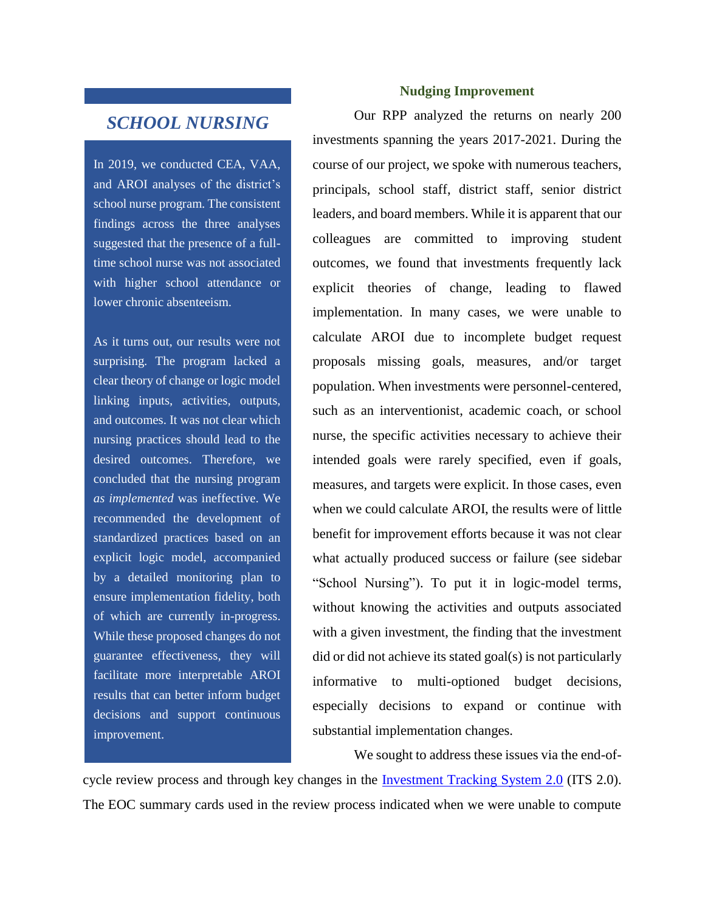## SCHOOL NURSING

In 2019, we conducted CEA, VAA, and AROI analyses of the district's school nurse program. The consistent findings across the three analyses suggested that the presence of a full-time school nurse was not associated with higher school attendance or lower chronic absenteeism.

As it turns out, our results were not surprising. The program lacked a clear theory of change or logic model linking inputs, activities, outputs, and outcomes. It was not clear which nursing practices should lead to the desired outcomes. Therefore, we concluded that the nursing program *as implemented* was ineffective. We recommended the development of standardized practices based on an explicit logic model, accompanied by a detailed monitoring plan to ensure implementation fidelity, both of which are currently in-progress. While these proposed changes do not guarantee effectiveness, they will facilitate more interpretable AROI results that can better inform budget decisions and support continuous improvement.

### Nudging Improvement

Our RPP analyzed the returns on nearly 200 investments spanning the years 2017-2021. During the course of our project, we spoke with numerous teachers, principals, school staff, district staff, senior district leaders, and board members. While it is apparent that our colleagues are committed to improving student outcomes, we found that investments frequently lack explicit theories of change, leading to flawed implementation. In many cases, we were unable to calculate AROI due to incomplete budget request proposals missing goals, measures, and/or target population. When investments were personnel-centered, such as an interventionist, academic coach, or school nurse, the specific activities necessary to achieve their intended goals were rarely specified, even if goals, measures, and targets were explicit. In those cases, even when we could calculate AROI, the results were of little benefit for improvement efforts because it was not clear what actually produced success or failure (see sidebar "School Nursing"). To put it in logic-model terms, without knowing the activities and outputs associated with a given investment, the finding that the investment did or did not achieve its stated goal(s) is not particularly informative to multi-optioned budget decisions, especially decisions to expand or continue with substantial implementation changes.

We sought to address these issues via the end-of-cycle review process and through key changes in the [Investment Tracking System 2.0]() (ITS 2.0). The EOC summary cards used in the review process indicated when we were unable to compute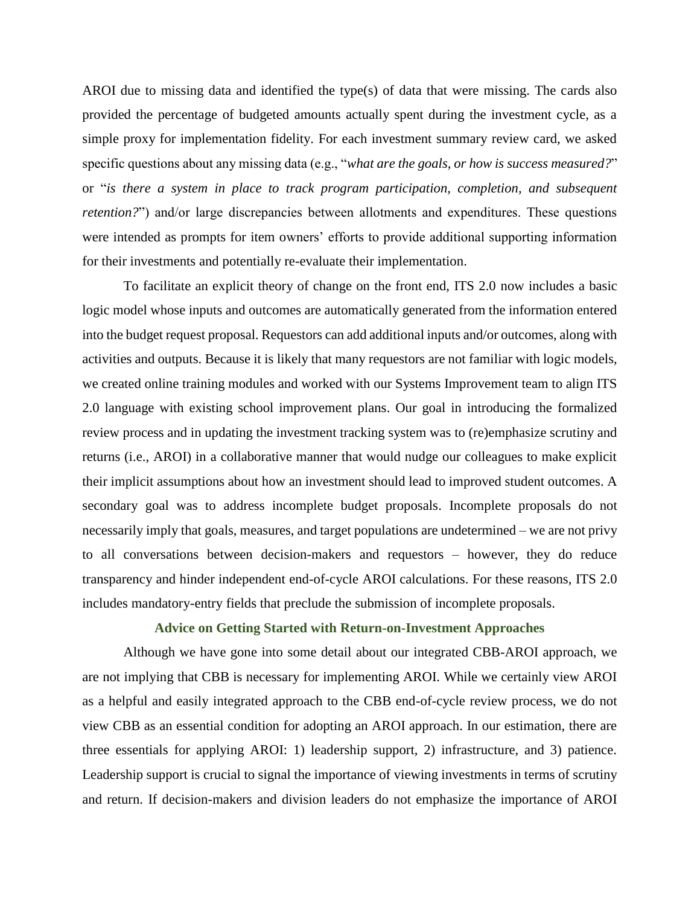AROI due to missing data and identified the type(s) of data that were missing. The cards also provided the percentage of budgeted amounts actually spent during the investment cycle, as a simple proxy for implementation fidelity. For each investment summary review card, we asked specific questions about any missing data (e.g., "*what are the goals, or how is success measured?*" or "*is there a system in place to track program participation, completion, and subsequent retention?*") and/or large discrepancies between allotments and expenditures. These questions were intended as prompts for item owners' efforts to provide additional supporting information for their investments and potentially re-evaluate their implementation.

To facilitate an explicit theory of change on the front end, ITS 2.0 now includes a basic logic model whose inputs and outcomes are automatically generated from the information entered into the budget request proposal. Requestors can add additional inputs and/or outcomes, along with activities and outputs. Because it is likely that many requestors are not familiar with logic models, we created online training modules and worked with our Systems Improvement team to align ITS 2.0 language with existing school improvement plans. Our goal in introducing the formalized review process and in updating the investment tracking system was to (re)emphasize scrutiny and returns (i.e., AROI) in a collaborative manner that would nudge our colleagues to make explicit their implicit assumptions about how an investment should lead to improved student outcomes. A secondary goal was to address incomplete budget proposals. Incomplete proposals do not necessarily imply that goals, measures, and target populations are undetermined – we are not privy to all conversations between decision-makers and requestors – however, they do reduce transparency and hinder independent end-of-cycle AROI calculations. For these reasons, ITS 2.0 includes mandatory-entry fields that preclude the submission of incomplete proposals.

## Advice on Getting Started with Return-on-Investment Approaches

Although we have gone into some detail about our integrated CBB-AROI approach, we are not implying that CBB is necessary for implementing AROI. While we certainly view AROI as a helpful and easily integrated approach to the CBB end-of-cycle review process, we do not view CBB as an essential condition for adopting an AROI approach. In our estimation, there are three essentials for applying AROI: 1) leadership support, 2) infrastructure, and 3) patience. Leadership support is crucial to signal the importance of viewing investments in terms of scrutiny and return. If decision-makers and division leaders do not emphasize the importance of AROI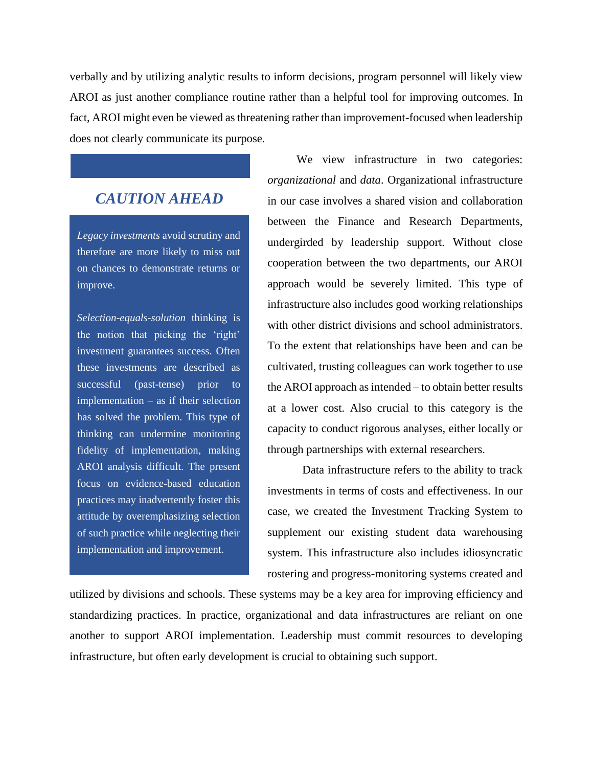verbally and by utilizing analytic results to inform decisions, program personnel will likely view AROI as just another compliance routine rather than a helpful tool for improving outcomes. In fact, AROI might even be viewed as threatening rather than improvement-focused when leadership does not clearly communicate its purpose.

We view infrastructure in two categories: *organizational* and *data*. Organizational infrastructure in our case involves a shared vision and collaboration between the Finance and Research Departments, undergirded by leadership support. Without close cooperation between the two departments, our AROI approach would be severely limited. This type of infrastructure also includes good working relationships with other district divisions and school administrators. To the extent that relationships have been and can be cultivated, trusting colleagues can work together to use the AROI approach as intended – to obtain better results at a lower cost. Also crucial to this category is the capacity to conduct rigorous analyses, either locally or through partnerships with external researchers.

Data infrastructure refers to the ability to track investments in terms of costs and effectiveness. In our case, we created the Investment Tracking System to supplement our existing student data warehousing system. This infrastructure also includes idiosyncratic rostering and progress-monitoring systems created and utilized by divisions and schools. These systems may be a key area for improving efficiency and standardizing practices. In practice, organizational and data infrastructures are reliant on one another to support AROI implementation. Leadership must commit resources to developing infrastructure, but often early development is crucial to obtaining such support.

> ### *CAUTION AHEAD*
>
> *Legacy investments* avoid scrutiny and therefore are more likely to miss out on chances to demonstrate returns or improve.
>
> *Selection-equals-solution* thinking is the notion that picking the 'right' investment guarantees success. Often these investments are described as successful (past-tense) prior to implementation – as if their selection has solved the problem. This type of thinking can undermine monitoring fidelity of implementation, making AROI analysis difficult. The present focus on evidence-based education practices may inadvertently foster this attitude by overemphasizing selection of such practice while neglecting their implementation and improvement.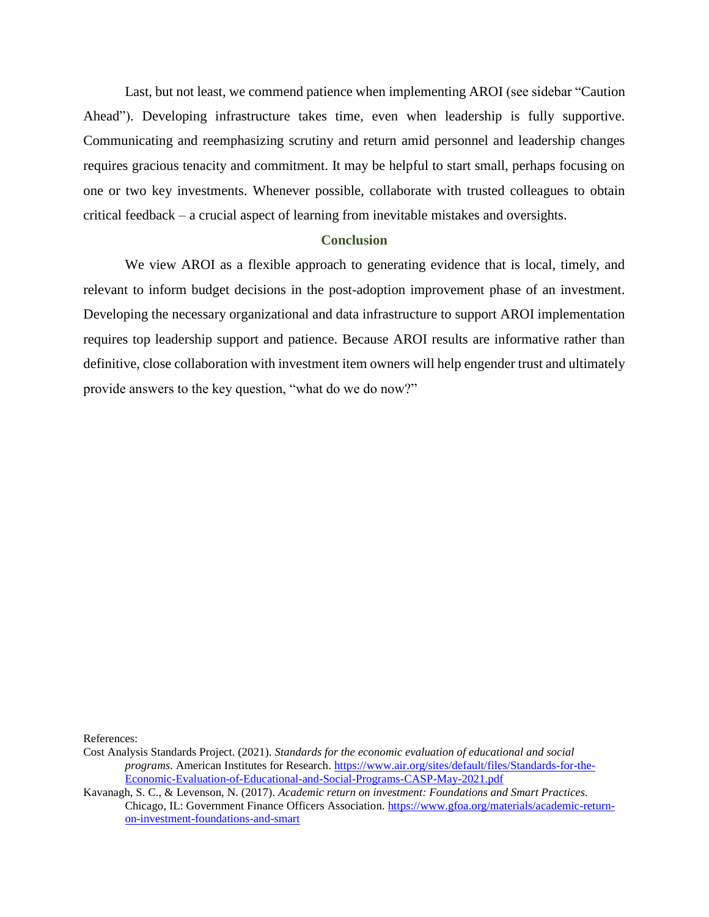Last, but not least, we commend patience when implementing AROI (see sidebar "Caution Ahead"). Developing infrastructure takes time, even when leadership is fully supportive. Communicating and reemphasizing scrutiny and return amid personnel and leadership changes requires gracious tenacity and commitment. It may be helpful to start small, perhaps focusing on one or two key investments. Whenever possible, collaborate with trusted colleagues to obtain critical feedback – a crucial aspect of learning from inevitable mistakes and oversights.

## Conclusion

We view AROI as a flexible approach to generating evidence that is local, timely, and relevant to inform budget decisions in the post-adoption improvement phase of an investment. Developing the necessary organizational and data infrastructure to support AROI implementation requires top leadership support and patience. Because AROI results are informative rather than definitive, close collaboration with investment item owners will help engender trust and ultimately provide answers to the key question, "what do we do now?"

References:

Cost Analysis Standards Project. (2021). *Standards for the economic evaluation of educational and social programs.* American Institutes for Research. https://www.air.org/sites/default/files/Standards-for-the-Economic-Evaluation-of-Educational-and-Social-Programs-CASP-May-2021.pdf

Kavanagh, S. C., & Levenson, N. (2017). *Academic return on investment: Foundations and Smart Practices.* Chicago, IL: Government Finance Officers Association. https://www.gfoa.org/materials/academic-return-on-investment-foundations-and-smart